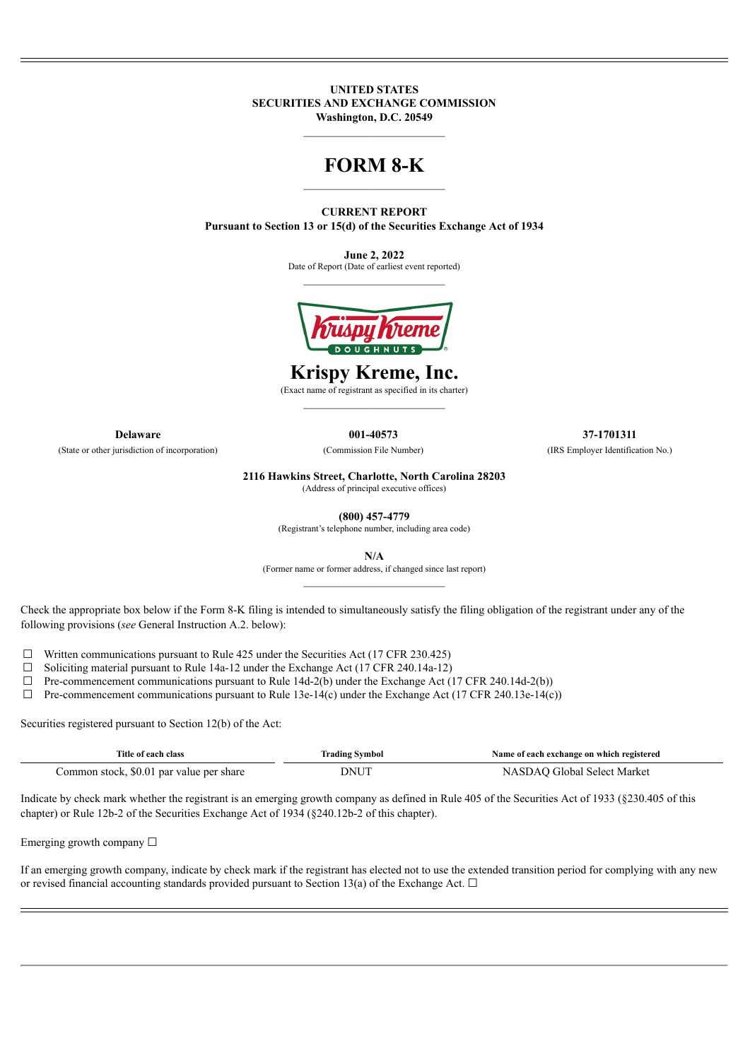**UNITED STATES**
**SECURITIES AND EXCHANGE COMMISSION**
**Washington, D.C. 20549**

# FORM 8-K

**CURRENT REPORT**
**Pursuant to Section 13 or 15(d) of the Securities Exchange Act of 1934**

**June 2, 2022**
Date of Report (Date of earliest event reported)

# Krispy Kreme, Inc.

(Exact name of registrant as specified in its charter)

| **Delaware** | **001-40573** | **37-1701311** |
|---|---|---|
| (State or other jurisdiction of incorporation) | (Commission File Number) | (IRS Employer Identification No.) |

**2116 Hawkins Street, Charlotte, North Carolina 28203**
(Address of principal executive offices)

**(800) 457-4779**
(Registrant's telephone number, including area code)

**N/A**
(Former name or former address, if changed since last report)

Check the appropriate box below if the Form 8-K filing is intended to simultaneously satisfy the filing obligation of the registrant under any of the following provisions (*see* General Instruction A.2. below):

☐ Written communications pursuant to Rule 425 under the Securities Act (17 CFR 230.425)
☐ Soliciting material pursuant to Rule 14a-12 under the Exchange Act (17 CFR 240.14a-12)
☐ Pre-commencement communications pursuant to Rule 14d-2(b) under the Exchange Act (17 CFR 240.14d-2(b))
☐ Pre-commencement communications pursuant to Rule 13e-14(c) under the Exchange Act (17 CFR 240.13e-14(c))

Securities registered pursuant to Section 12(b) of the Act:

| Title of each class | Trading Symbol | Name of each exchange on which registered |
|---|---|---|
| Common stock, $0.01 par value per share | DNUT | NASDAQ Global Select Market |

Indicate by check mark whether the registrant is an emerging growth company as defined in Rule 405 of the Securities Act of 1933 (§230.405 of this chapter) or Rule 12b-2 of the Securities Exchange Act of 1934 (§240.12b-2 of this chapter).

Emerging growth company ☐

If an emerging growth company, indicate by check mark if the registrant has elected not to use the extended transition period for complying with any new or revised financial accounting standards provided pursuant to Section 13(a) of the Exchange Act. ☐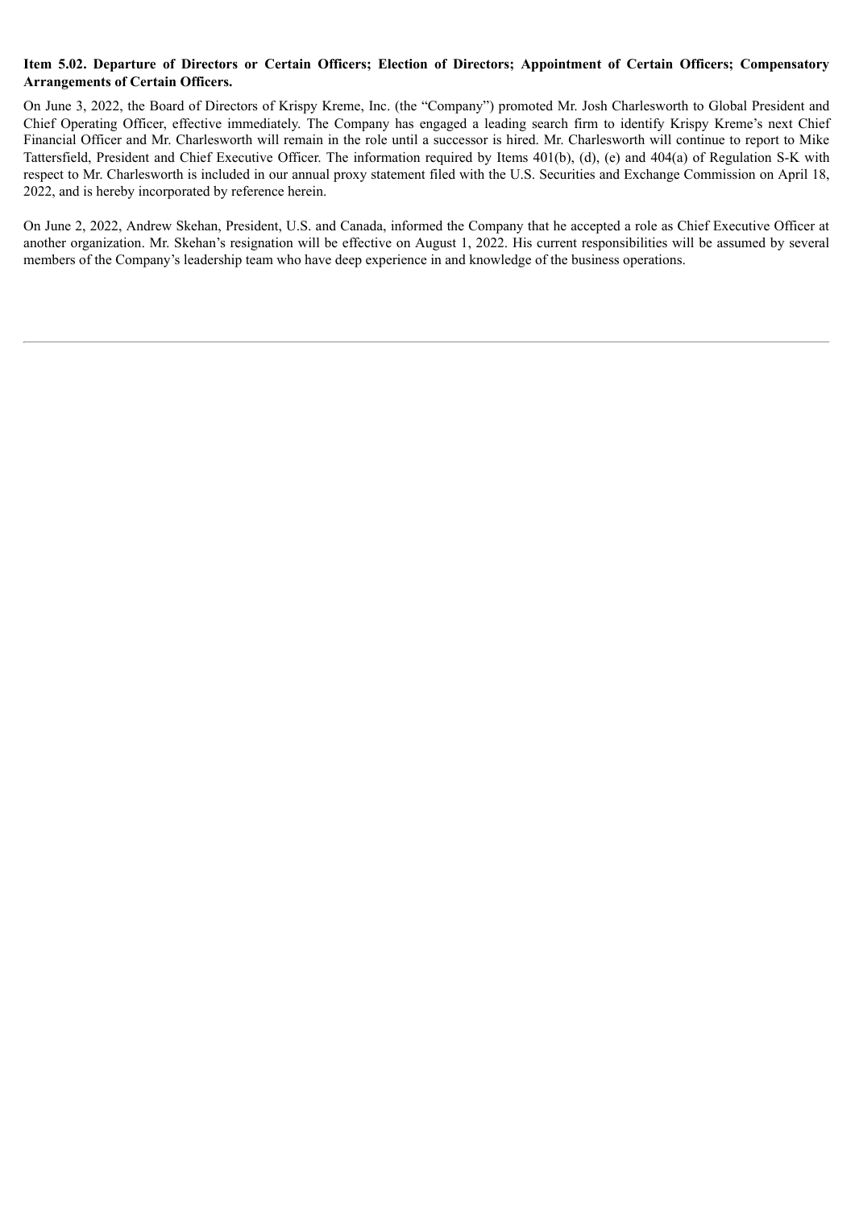**Item 5.02. Departure of Directors or Certain Officers; Election of Directors; Appointment of Certain Officers; Compensatory Arrangements of Certain Officers.**

On June 3, 2022, the Board of Directors of Krispy Kreme, Inc. (the "Company") promoted Mr. Josh Charlesworth to Global President and Chief Operating Officer, effective immediately. The Company has engaged a leading search firm to identify Krispy Kreme's next Chief Financial Officer and Mr. Charlesworth will remain in the role until a successor is hired. Mr. Charlesworth will continue to report to Mike Tattersfield, President and Chief Executive Officer. The information required by Items 401(b), (d), (e) and 404(a) of Regulation S-K with respect to Mr. Charlesworth is included in our annual proxy statement filed with the U.S. Securities and Exchange Commission on April 18, 2022, and is hereby incorporated by reference herein.

On June 2, 2022, Andrew Skehan, President, U.S. and Canada, informed the Company that he accepted a role as Chief Executive Officer at another organization. Mr. Skehan's resignation will be effective on August 1, 2022. His current responsibilities will be assumed by several members of the Company's leadership team who have deep experience in and knowledge of the business operations.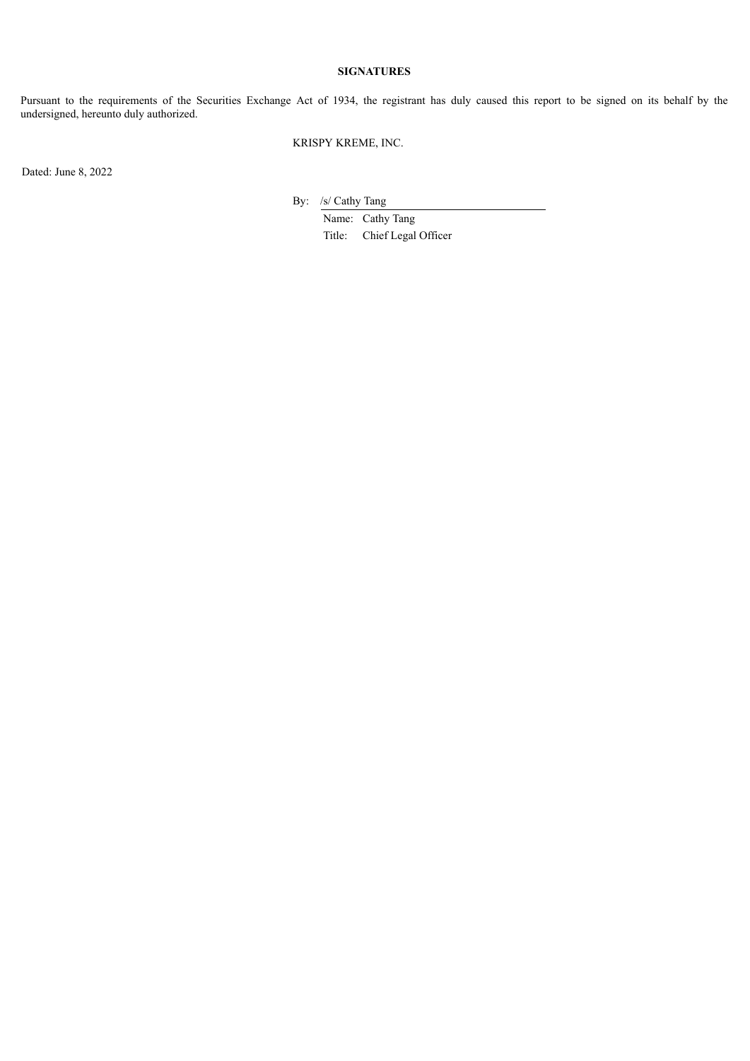**SIGNATURES**

Pursuant to the requirements of the Securities Exchange Act of 1934, the registrant has duly caused this report to be signed on its behalf by the undersigned, hereunto duly authorized.

KRISPY KREME, INC.

Dated: June 8, 2022

By: /s/ Cathy Tang

Name: Cathy Tang

Title: Chief Legal Officer